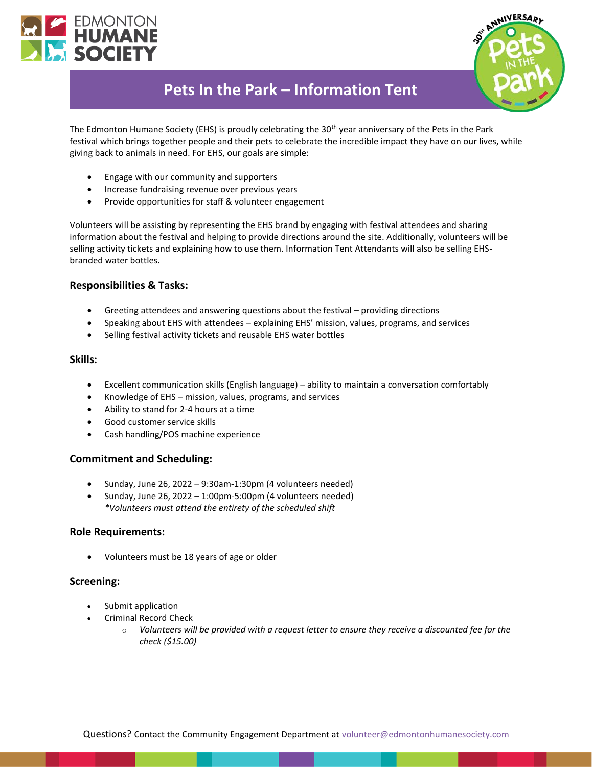# Pets In the Park – Information Tent

The Edmonton Humane Society (EHS) is proudly celebrating the 30th year anniversary of the Pets in the Park festival which brings together people and their pets to celebrate the incredible impact they have on our lives, while giving back to animals in need. For EHS, our goals are simple:

- Engage with our community and supporters
- Increase fundraising revenue over previous years
- Provide opportunities for staff & volunteer engagement

Volunteers will be assisting by representing the EHS brand by engaging with festival attendees and sharing information about the festival and helping to provide directions around the site. Additionally, volunteers will be selling activity tickets and explaining how to use them. Information Tent Attendants will also be selling EHS-branded water bottles.

### Responsibilities & Tasks:

- Greeting attendees and answering questions about the festival – providing directions
- Speaking about EHS with attendees – explaining EHS' mission, values, programs, and services
- Selling festival activity tickets and reusable EHS water bottles

### Skills:

- Excellent communication skills (English language) – ability to maintain a conversation comfortably
- Knowledge of EHS – mission, values, programs, and services
- Ability to stand for 2-4 hours at a time
- Good customer service skills
- Cash handling/POS machine experience

### Commitment and Scheduling:

- Sunday, June 26, 2022 – 9:30am-1:30pm (4 volunteers needed)
- Sunday, June 26, 2022 – 1:00pm-5:00pm (4 volunteers needed)
  *\*Volunteers must attend the entirety of the scheduled shift*

### Role Requirements:

- Volunteers must be 18 years of age or older

### Screening:

- Submit application
- Criminal Record Check
  - *Volunteers will be provided with a request letter to ensure they receive a discounted fee for the check ($15.00)*

Questions? Contact the Community Engagement Department at volunteer@edmontonhumanesociety.com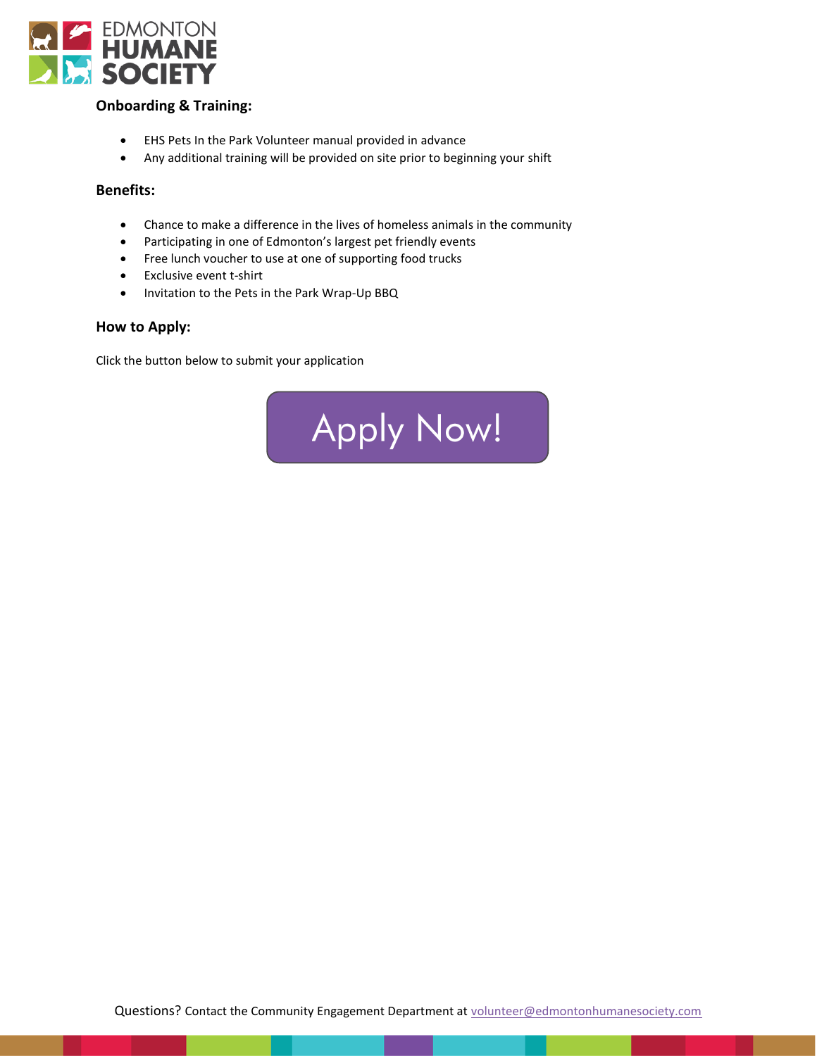### Onboarding & Training:

- EHS Pets In the Park Volunteer manual provided in advance
- Any additional training will be provided on site prior to beginning your shift

### Benefits:

- Chance to make a difference in the lives of homeless animals in the community
- Participating in one of Edmonton's largest pet friendly events
- Free lunch voucher to use at one of supporting food trucks
- Exclusive event t-shirt
- Invitation to the Pets in the Park Wrap-Up BBQ

### How to Apply:

Click the button below to submit your application

Apply Now!

Questions? Contact the Community Engagement Department at volunteer@edmontonhumanesociety.com